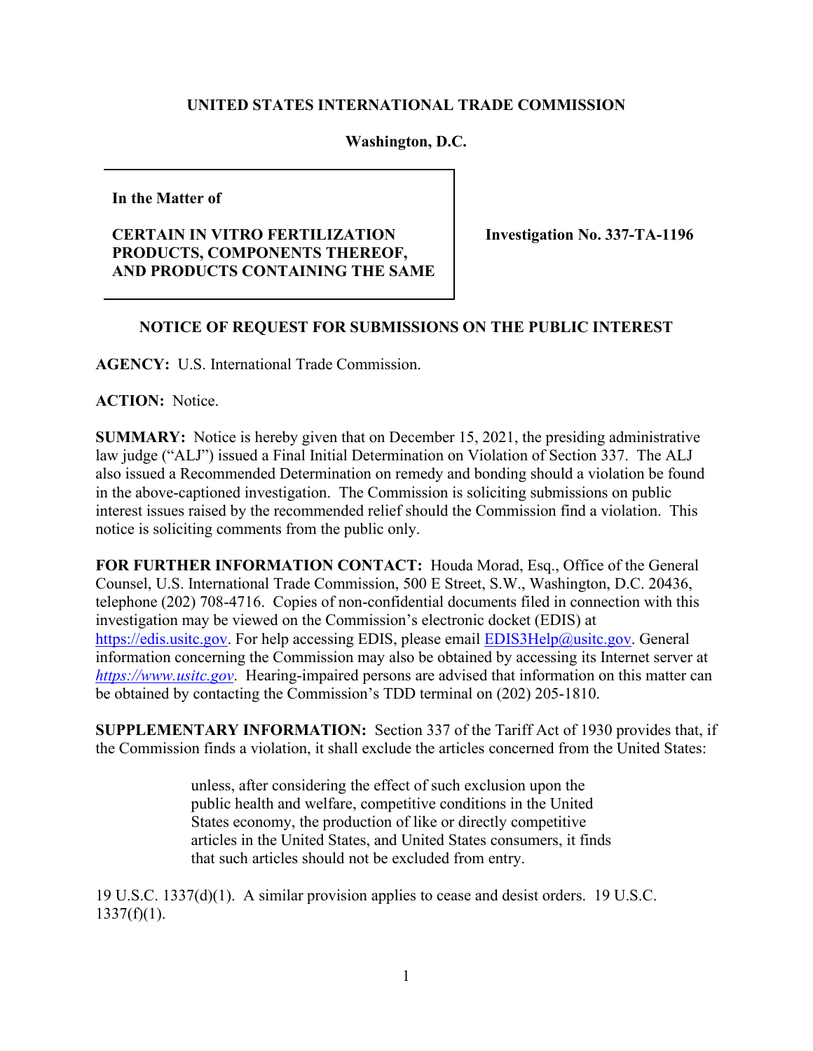**UNITED STATES INTERNATIONAL TRADE COMMISSION**

**Washington, D.C.**

| **In the Matter of**<br><br>**CERTAIN IN VITRO FERTILIZATION PRODUCTS, COMPONENTS THEREOF, AND PRODUCTS CONTAINING THE SAME** | **Investigation No. 337-TA-1196** |
|---|---|

**NOTICE OF REQUEST FOR SUBMISSIONS ON THE PUBLIC INTEREST**

**AGENCY:** U.S. International Trade Commission.

**ACTION:** Notice.

**SUMMARY:** Notice is hereby given that on December 15, 2021, the presiding administrative law judge ("ALJ") issued a Final Initial Determination on Violation of Section 337. The ALJ also issued a Recommended Determination on remedy and bonding should a violation be found in the above-captioned investigation. The Commission is soliciting submissions on public interest issues raised by the recommended relief should the Commission find a violation. This notice is soliciting comments from the public only.

**FOR FURTHER INFORMATION CONTACT:** Houda Morad, Esq., Office of the General Counsel, U.S. International Trade Commission, 500 E Street, S.W., Washington, D.C. 20436, telephone (202) 708-4716. Copies of non-confidential documents filed in connection with this investigation may be viewed on the Commission's electronic docket (EDIS) at https://edis.usitc.gov. For help accessing EDIS, please email EDIS3Help@usitc.gov. General information concerning the Commission may also be obtained by accessing its Internet server at *https://www.usitc.gov*. Hearing-impaired persons are advised that information on this matter can be obtained by contacting the Commission's TDD terminal on (202) 205-1810.

**SUPPLEMENTARY INFORMATION:** Section 337 of the Tariff Act of 1930 provides that, if the Commission finds a violation, it shall exclude the articles concerned from the United States:

> unless, after considering the effect of such exclusion upon the public health and welfare, competitive conditions in the United States economy, the production of like or directly competitive articles in the United States, and United States consumers, it finds that such articles should not be excluded from entry.

19 U.S.C. 1337(d)(1). A similar provision applies to cease and desist orders. 19 U.S.C. 1337(f)(1).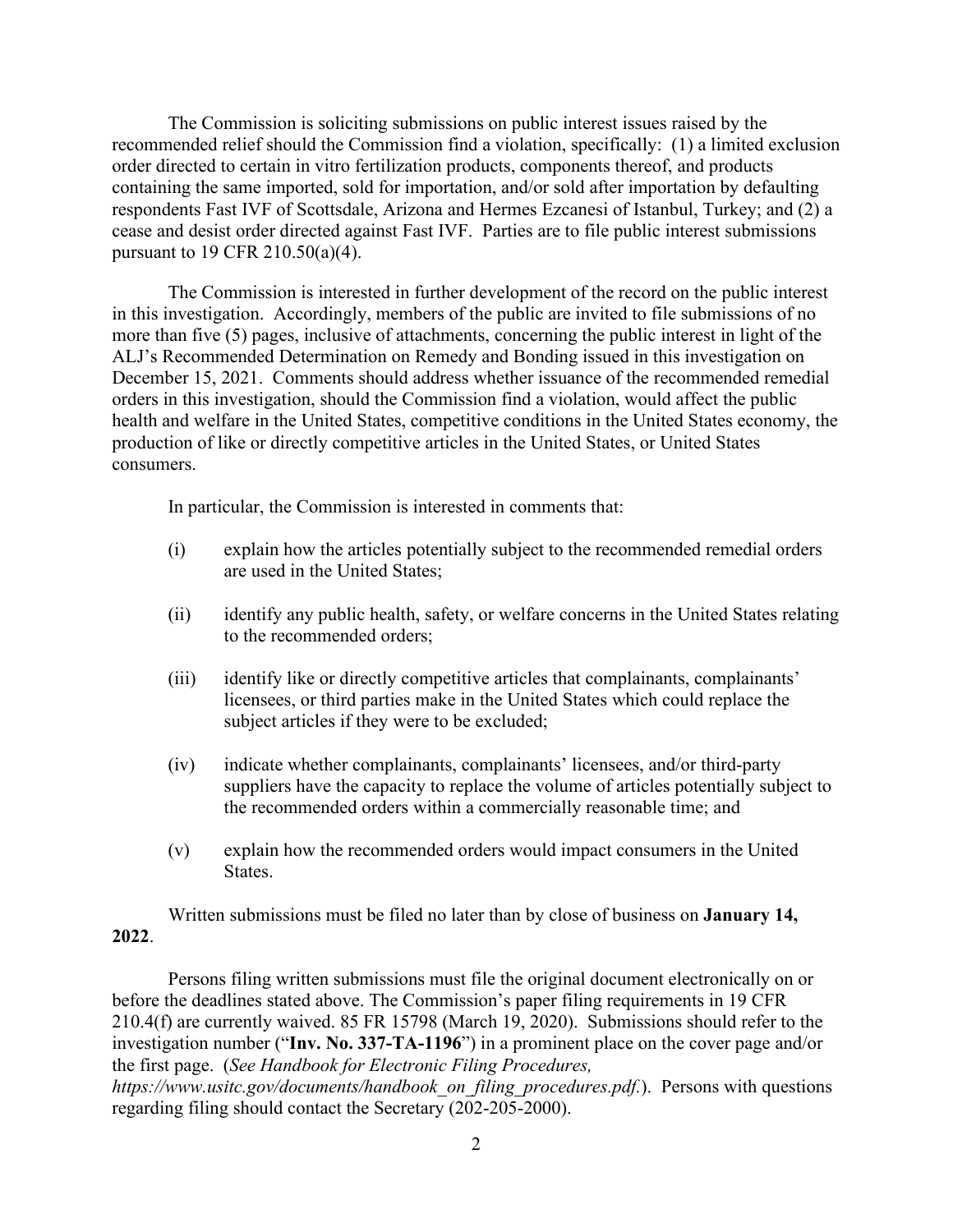The Commission is soliciting submissions on public interest issues raised by the recommended relief should the Commission find a violation, specifically: (1) a limited exclusion order directed to certain in vitro fertilization products, components thereof, and products containing the same imported, sold for importation, and/or sold after importation by defaulting respondents Fast IVF of Scottsdale, Arizona and Hermes Ezcanesi of Istanbul, Turkey; and (2) a cease and desist order directed against Fast IVF. Parties are to file public interest submissions pursuant to 19 CFR 210.50(a)(4).

The Commission is interested in further development of the record on the public interest in this investigation. Accordingly, members of the public are invited to file submissions of no more than five (5) pages, inclusive of attachments, concerning the public interest in light of the ALJ's Recommended Determination on Remedy and Bonding issued in this investigation on December 15, 2021. Comments should address whether issuance of the recommended remedial orders in this investigation, should the Commission find a violation, would affect the public health and welfare in the United States, competitive conditions in the United States economy, the production of like or directly competitive articles in the United States, or United States consumers.

In particular, the Commission is interested in comments that:

(i) explain how the articles potentially subject to the recommended remedial orders are used in the United States;

(ii) identify any public health, safety, or welfare concerns in the United States relating to the recommended orders;

(iii) identify like or directly competitive articles that complainants, complainants' licensees, or third parties make in the United States which could replace the subject articles if they were to be excluded;

(iv) indicate whether complainants, complainants' licensees, and/or third-party suppliers have the capacity to replace the volume of articles potentially subject to the recommended orders within a commercially reasonable time; and

(v) explain how the recommended orders would impact consumers in the United States.

Written submissions must be filed no later than by close of business on **January 14, 2022**.

Persons filing written submissions must file the original document electronically on or before the deadlines stated above. The Commission's paper filing requirements in 19 CFR 210.4(f) are currently waived. 85 FR 15798 (March 19, 2020). Submissions should refer to the investigation number ("**Inv. No. 337-TA-1196**") in a prominent place on the cover page and/or the first page. (*See Handbook for Electronic Filing Procedures, https://www.usitc.gov/documents/handbook_on_filing_procedures.pdf.*). Persons with questions regarding filing should contact the Secretary (202-205-2000).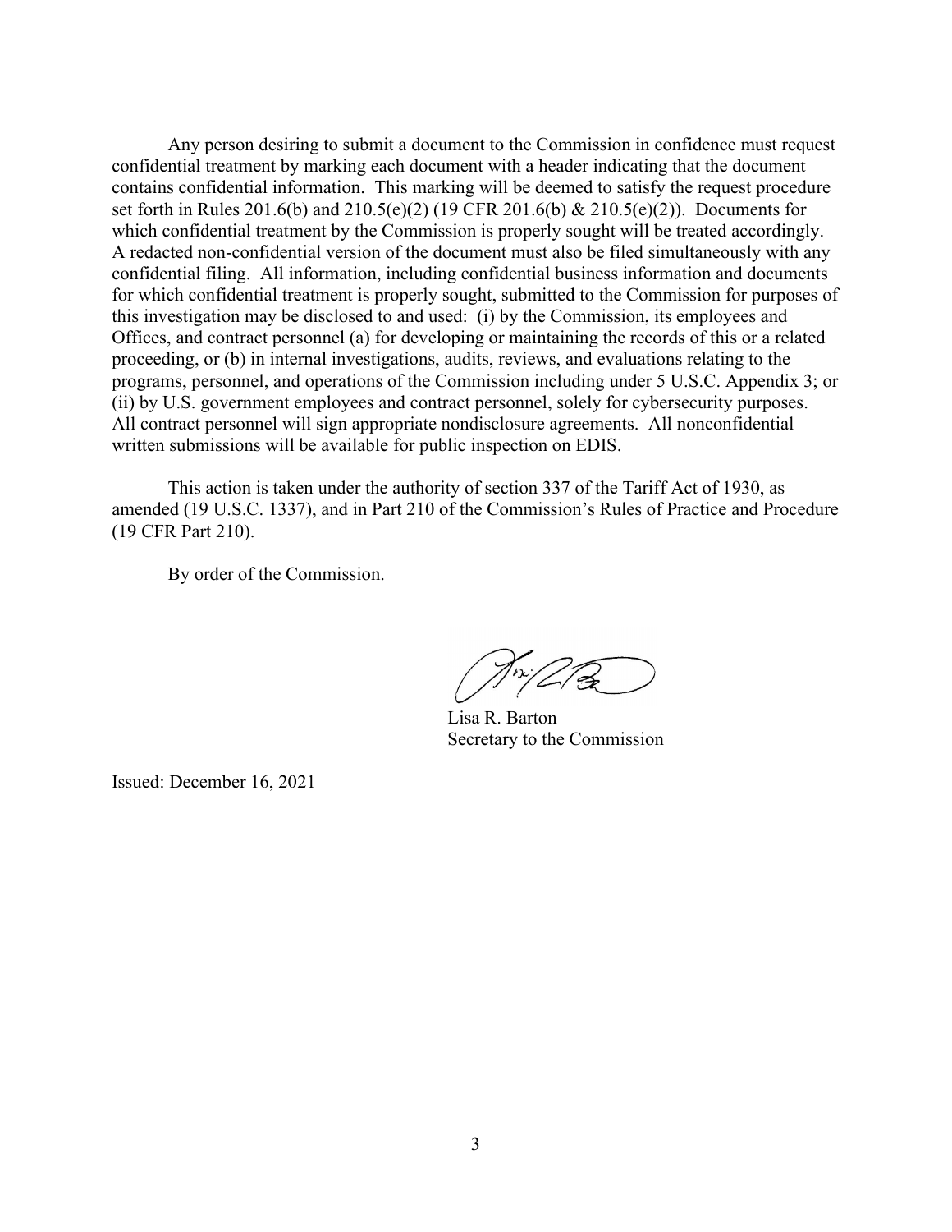Any person desiring to submit a document to the Commission in confidence must request confidential treatment by marking each document with a header indicating that the document contains confidential information. This marking will be deemed to satisfy the request procedure set forth in Rules 201.6(b) and 210.5(e)(2) (19 CFR 201.6(b) & 210.5(e)(2)). Documents for which confidential treatment by the Commission is properly sought will be treated accordingly. A redacted non-confidential version of the document must also be filed simultaneously with any confidential filing. All information, including confidential business information and documents for which confidential treatment is properly sought, submitted to the Commission for purposes of this investigation may be disclosed to and used: (i) by the Commission, its employees and Offices, and contract personnel (a) for developing or maintaining the records of this or a related proceeding, or (b) in internal investigations, audits, reviews, and evaluations relating to the programs, personnel, and operations of the Commission including under 5 U.S.C. Appendix 3; or (ii) by U.S. government employees and contract personnel, solely for cybersecurity purposes. All contract personnel will sign appropriate nondisclosure agreements. All nonconfidential written submissions will be available for public inspection on EDIS.

This action is taken under the authority of section 337 of the Tariff Act of 1930, as amended (19 U.S.C. 1337), and in Part 210 of the Commission's Rules of Practice and Procedure (19 CFR Part 210).

By order of the Commission.

Lisa R. Barton
Secretary to the Commission

Issued: December 16, 2021